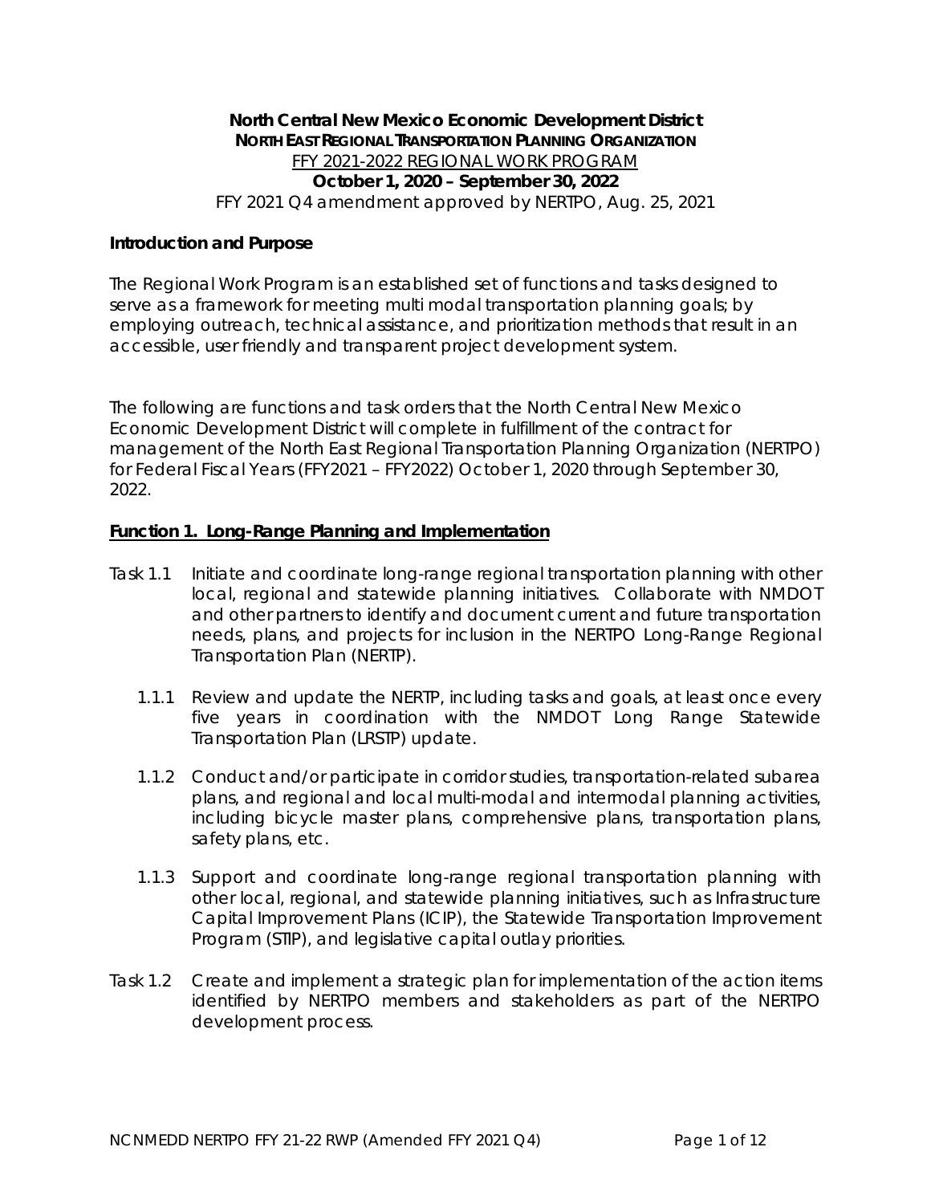**North Central New Mexico Economic Development District**
**NORTH EAST REGIONAL TRANSPORTATION PLANNING ORGANIZATION**
FFY 2021-2022 REGIONAL WORK PROGRAM
**October 1, 2020 – September 30, 2022**
FFY 2021 Q4 amendment approved by NERTPO, Aug. 25, 2021

**Introduction and Purpose**

The Regional Work Program is an established set of functions and tasks designed to serve as a framework for meeting multi modal transportation planning goals; by employing outreach, technical assistance, and prioritization methods that result in an accessible, user friendly and transparent project development system.

The following are functions and task orders that the North Central New Mexico Economic Development District will complete in fulfillment of the contract for management of the North East Regional Transportation Planning Organization (NERTPO) for Federal Fiscal Years (FFY2021 – FFY2022) October 1, 2020 through September 30, 2022.

## Function 1. Long-Range Planning and Implementation

Task 1.1 Initiate and coordinate long-range regional transportation planning with other local, regional and statewide planning initiatives. Collaborate with NMDOT and other partners to identify and document current and future transportation needs, plans, and projects for inclusion in the NERTPO Long-Range Regional Transportation Plan (NERTP).

- 1.1.1 Review and update the NERTP, including tasks and goals, at least once every five years in coordination with the NMDOT Long Range Statewide Transportation Plan (LRSTP) update.
- 1.1.2 Conduct and/or participate in corridor studies, transportation-related subarea plans, and regional and local multi-modal and intermodal planning activities, including bicycle master plans, comprehensive plans, transportation plans, safety plans, etc.
- 1.1.3 Support and coordinate long-range regional transportation planning with other local, regional, and statewide planning initiatives, such as Infrastructure Capital Improvement Plans (ICIP), the Statewide Transportation Improvement Program (STIP), and legislative capital outlay priorities.

Task 1.2 Create and implement a strategic plan for implementation of the action items identified by NERTPO members and stakeholders as part of the NERTPO development process.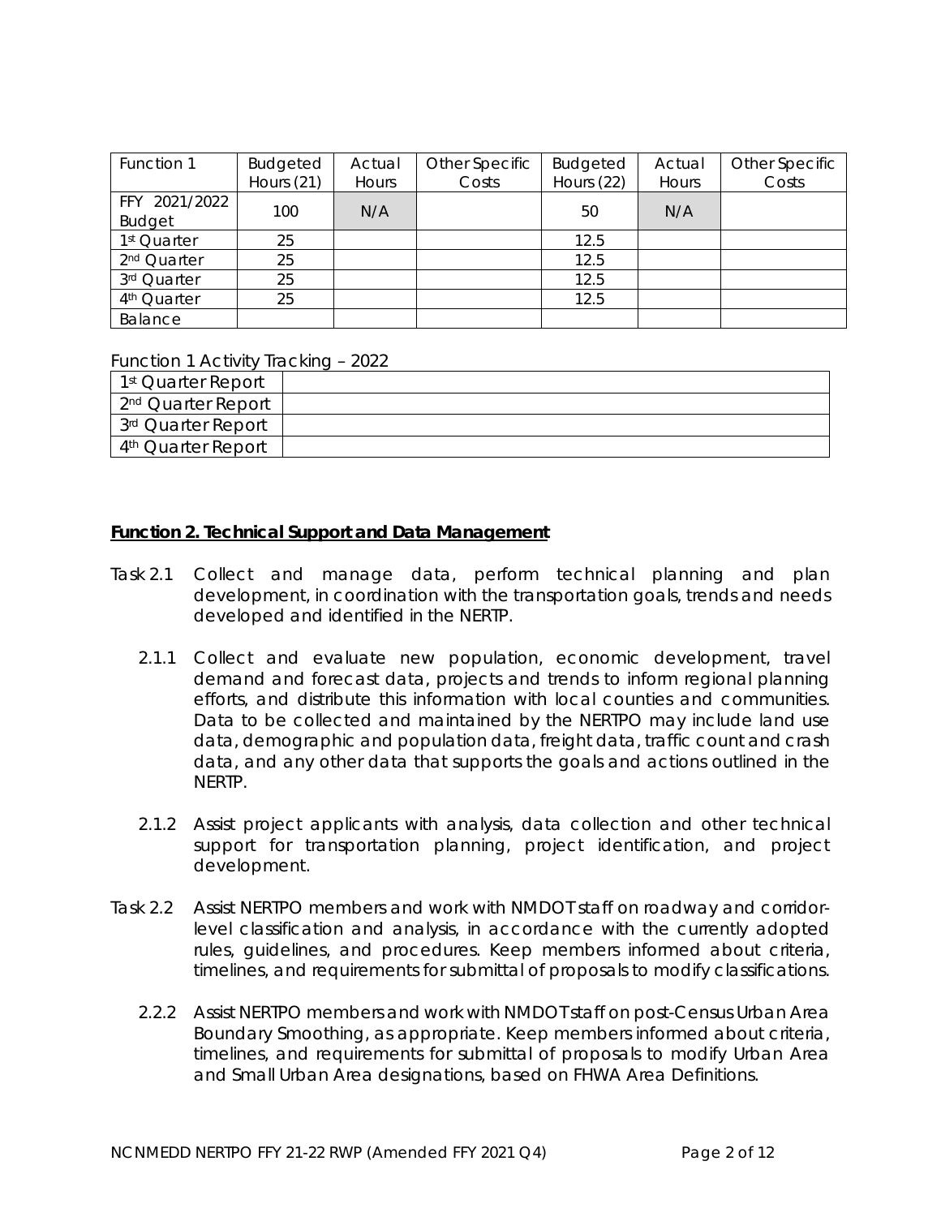| Function 1 | Budgeted Hours (21) | Actual Hours | Other Specific Costs | Budgeted Hours (22) | Actual Hours | Other Specific Costs |
|---|---|---|---|---|---|---|
| FFY 2021/2022 Budget | 100 | N/A | | 50 | N/A | |
| 1st Quarter | 25 | | | 12.5 | | |
| 2nd Quarter | 25 | | | 12.5 | | |
| 3rd Quarter | 25 | | | 12.5 | | |
| 4th Quarter | 25 | | | 12.5 | | |
| Balance | | | | | | |

Function 1 Activity Tracking – 2022

| | |
|---|---|
| 1st Quarter Report | |
| 2nd Quarter Report | |
| 3rd Quarter Report | |
| 4th Quarter Report | |

## Function 2. Technical Support and Data Management

Task 2.1 Collect and manage data, perform technical planning and plan development, in coordination with the transportation goals, trends and needs developed and identified in the NERTP.

2.1.1 Collect and evaluate new population, economic development, travel demand and forecast data, projects and trends to inform regional planning efforts, and distribute this information with local counties and communities. Data to be collected and maintained by the NERTPO may include land use data, demographic and population data, freight data, traffic count and crash data, and any other data that supports the goals and actions outlined in the NERTP.

2.1.2 Assist project applicants with analysis, data collection and other technical support for transportation planning, project identification, and project development.

Task 2.2 Assist NERTPO members and work with NMDOT staff on roadway and corridor-level classification and analysis, in accordance with the currently adopted rules, guidelines, and procedures. Keep members informed about criteria, timelines, and requirements for submittal of proposals to modify classifications.

2.2.2 Assist NERTPO members and work with NMDOT staff on post-Census Urban Area Boundary Smoothing, as appropriate. Keep members informed about criteria, timelines, and requirements for submittal of proposals to modify Urban Area and Small Urban Area designations, based on FHWA Area Definitions.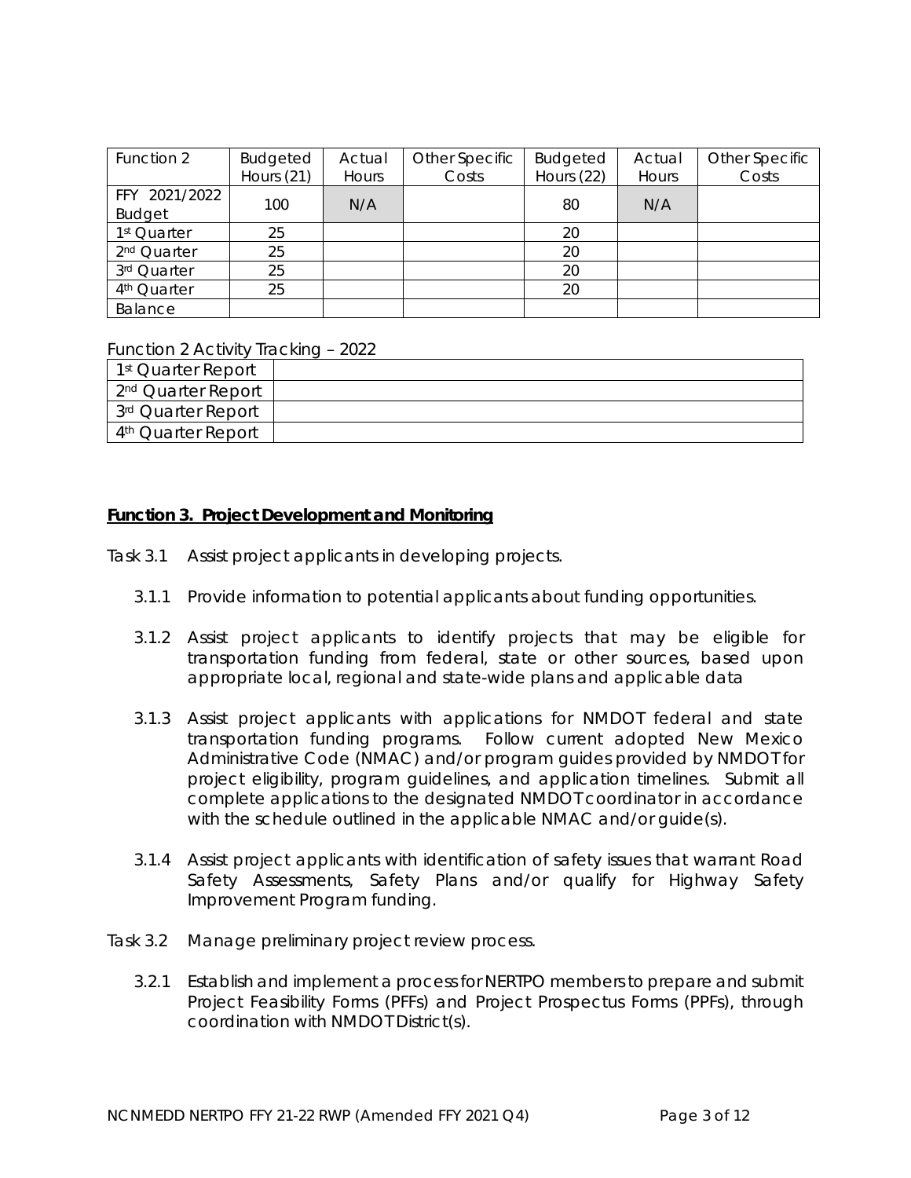| Function 2 | Budgeted Hours (21) | Actual Hours | Other Specific Costs | Budgeted Hours (22) | Actual Hours | Other Specific Costs |
|---|---|---|---|---|---|---|
| FFY 2021/2022 Budget | 100 | N/A | | 80 | N/A | |
| 1st Quarter | 25 | | | 20 | | |
| 2nd Quarter | 25 | | | 20 | | |
| 3rd Quarter | 25 | | | 20 | | |
| 4th Quarter | 25 | | | 20 | | |
| Balance | | | | | | |

Function 2 Activity Tracking – 2022

| 1st Quarter Report | |
|---|---|
| 2nd Quarter Report | |
| 3rd Quarter Report | |
| 4th Quarter Report | |

## Function 3. Project Development and Monitoring

Task 3.1 Assist project applicants in developing projects.

3.1.1 Provide information to potential applicants about funding opportunities.

3.1.2 Assist project applicants to identify projects that may be eligible for transportation funding from federal, state or other sources, based upon appropriate local, regional and state-wide plans and applicable data

3.1.3 Assist project applicants with applications for NMDOT federal and state transportation funding programs. Follow current adopted New Mexico Administrative Code (NMAC) and/or program guides provided by NMDOT for project eligibility, program guidelines, and application timelines. Submit all complete applications to the designated NMDOT coordinator in accordance with the schedule outlined in the applicable NMAC and/or guide(s).

3.1.4 Assist project applicants with identification of safety issues that warrant Road Safety Assessments, Safety Plans and/or qualify for Highway Safety Improvement Program funding.

Task 3.2 Manage preliminary project review process.

3.2.1 Establish and implement a process for NERTPO members to prepare and submit Project Feasibility Forms (PFFs) and Project Prospectus Forms (PPFs), through coordination with NMDOT District(s).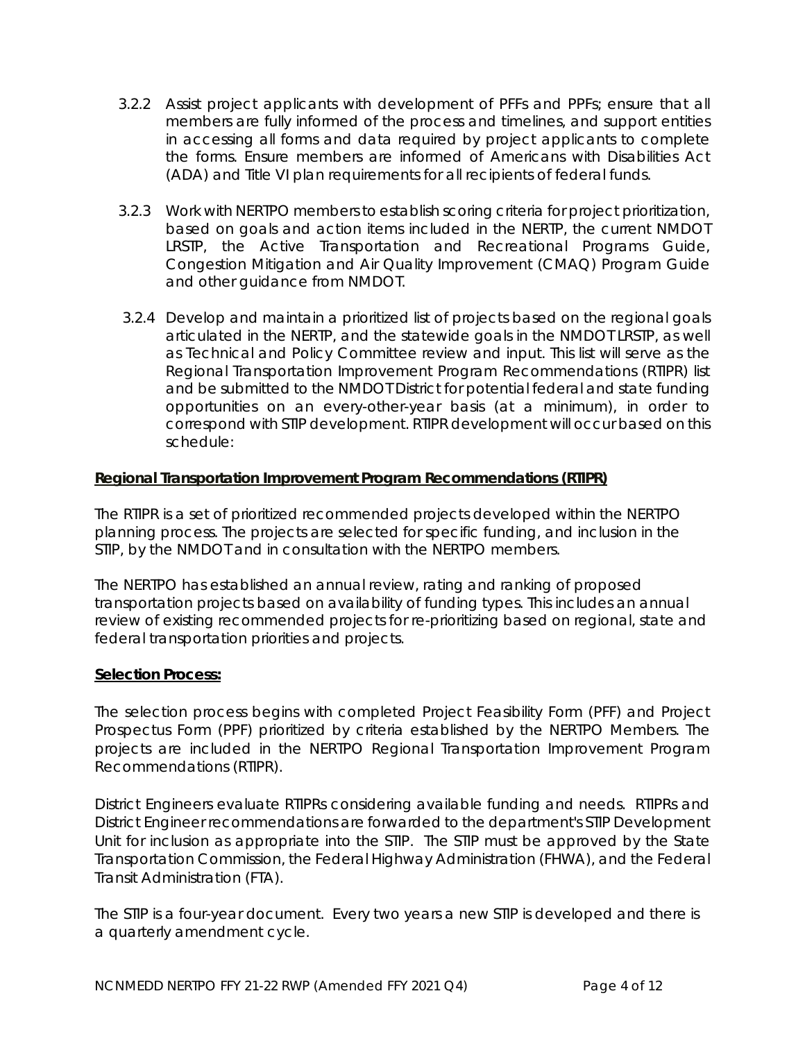3.2.2 Assist project applicants with development of PFFs and PPFs; ensure that all members are fully informed of the process and timelines, and support entities in accessing all forms and data required by project applicants to complete the forms. Ensure members are informed of Americans with Disabilities Act (ADA) and Title VI plan requirements for all recipients of federal funds.

3.2.3 Work with NERTPO members to establish scoring criteria for project prioritization, based on goals and action items included in the NERTP, the current NMDOT LRSTP, the Active Transportation and Recreational Programs Guide, Congestion Mitigation and Air Quality Improvement (CMAQ) Program Guide and other guidance from NMDOT.

3.2.4 Develop and maintain a prioritized list of projects based on the regional goals articulated in the NERTP, and the statewide goals in the NMDOT LRSTP, as well as Technical and Policy Committee review and input. This list will serve as the Regional Transportation Improvement Program Recommendations (RTIPR) list and be submitted to the NMDOT District for potential federal and state funding opportunities on an every-other-year basis (at a minimum), in order to correspond with STIP development. RTIPR development will occur based on this schedule:

**Regional Transportation Improvement Program Recommendations (RTIPR)**

The RTIPR is a set of prioritized recommended projects developed within the NERTPO planning process. The projects are selected for specific funding, and inclusion in the STIP, by the NMDOT and in consultation with the NERTPO members.

The NERTPO has established an annual review, rating and ranking of proposed transportation projects based on availability of funding types. This includes an annual review of existing recommended projects for re-prioritizing based on regional, state and federal transportation priorities and projects.

**Selection Process:**

The selection process begins with completed Project Feasibility Form (PFF) and Project Prospectus Form (PPF) prioritized by criteria established by the NERTPO Members. The projects are included in the NERTPO Regional Transportation Improvement Program Recommendations (RTIPR).

District Engineers evaluate RTIPRs considering available funding and needs. RTIPRs and District Engineer recommendations are forwarded to the department's STIP Development Unit for inclusion as appropriate into the STIP. The STIP must be approved by the State Transportation Commission, the Federal Highway Administration (FHWA), and the Federal Transit Administration (FTA).

The STIP is a four-year document. Every two years a new STIP is developed and there is a quarterly amendment cycle.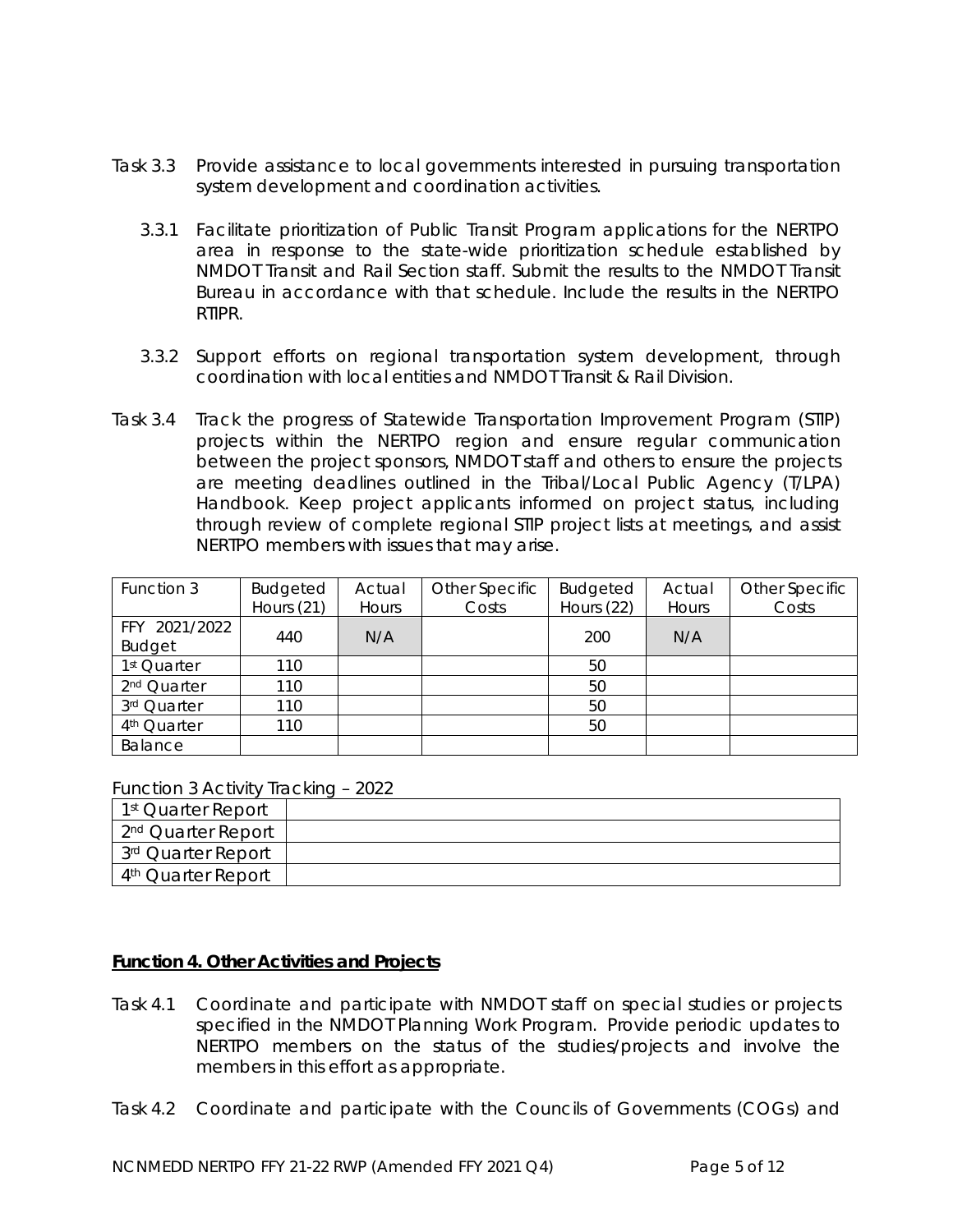Task 3.3 Provide assistance to local governments interested in pursuing transportation system development and coordination activities.

3.3.1 Facilitate prioritization of Public Transit Program applications for the NERTPO area in response to the state-wide prioritization schedule established by NMDOT Transit and Rail Section staff. Submit the results to the NMDOT Transit Bureau in accordance with that schedule. Include the results in the NERTPO RTIPR.

3.3.2 Support efforts on regional transportation system development, through coordination with local entities and NMDOT Transit & Rail Division.

Task 3.4 Track the progress of Statewide Transportation Improvement Program (STIP) projects within the NERTPO region and ensure regular communication between the project sponsors, NMDOT staff and others to ensure the projects are meeting deadlines outlined in the Tribal/Local Public Agency (T/LPA) Handbook. Keep project applicants informed on project status, including through review of complete regional STIP project lists at meetings, and assist NERTPO members with issues that may arise.

| Function 3 | Budgeted Hours (21) | Actual Hours | Other Specific Costs | Budgeted Hours (22) | Actual Hours | Other Specific Costs |
|---|---|---|---|---|---|---|
| FFY 2021/2022 Budget | 440 | N/A | | 200 | N/A | |
| 1st Quarter | 110 | | | 50 | | |
| 2nd Quarter | 110 | | | 50 | | |
| 3rd Quarter | 110 | | | 50 | | |
| 4th Quarter | 110 | | | 50 | | |
| Balance | | | | | | |

Function 3 Activity Tracking – 2022

| | |
|---|---|
| 1st Quarter Report | |
| 2nd Quarter Report | |
| 3rd Quarter Report | |
| 4th Quarter Report | |

## Function 4. Other Activities and Projects

Task 4.1 Coordinate and participate with NMDOT staff on special studies or projects specified in the NMDOT Planning Work Program. Provide periodic updates to NERTPO members on the status of the studies/projects and involve the members in this effort as appropriate.

Task 4.2 Coordinate and participate with the Councils of Governments (COGs) and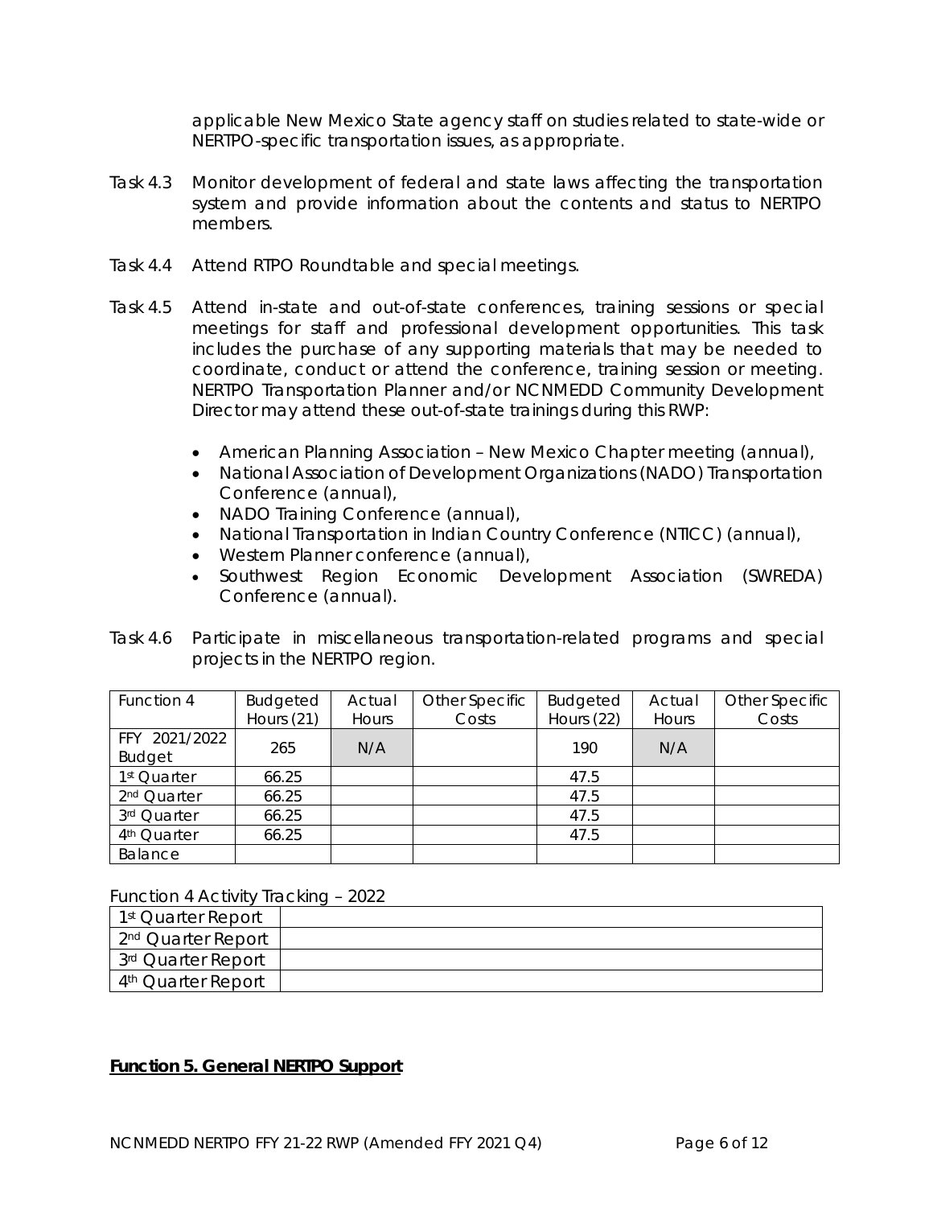applicable New Mexico State agency staff on studies related to state-wide or NERTPO-specific transportation issues, as appropriate.

Task 4.3 Monitor development of federal and state laws affecting the transportation system and provide information about the contents and status to NERTPO members.

Task 4.4 Attend RTPO Roundtable and special meetings.

Task 4.5 Attend in-state and out-of-state conferences, training sessions or special meetings for staff and professional development opportunities. This task includes the purchase of any supporting materials that may be needed to coordinate, conduct or attend the conference, training session or meeting. NERTPO Transportation Planner and/or NCNMEDD Community Development Director may attend these out-of-state trainings during this RWP:

- American Planning Association – New Mexico Chapter meeting (annual),
- National Association of Development Organizations (NADO) Transportation Conference (annual),
- NADO Training Conference (annual),
- National Transportation in Indian Country Conference (NTICC) (annual),
- Western Planner conference (annual),
- Southwest Region Economic Development Association (SWREDA) Conference (annual).

Task 4.6 Participate in miscellaneous transportation-related programs and special projects in the NERTPO region.

| Function 4 | Budgeted Hours (21) | Actual Hours | Other Specific Costs | Budgeted Hours (22) | Actual Hours | Other Specific Costs |
|---|---|---|---|---|---|---|
| FFY 2021/2022 Budget | 265 | N/A | | 190 | N/A | |
| 1st Quarter | 66.25 | | | 47.5 | | |
| 2nd Quarter | 66.25 | | | 47.5 | | |
| 3rd Quarter | 66.25 | | | 47.5 | | |
| 4th Quarter | 66.25 | | | 47.5 | | |
| Balance | | | | | | |

Function 4 Activity Tracking – 2022

| | |
|---|---|
| 1st Quarter Report | |
| 2nd Quarter Report | |
| 3rd Quarter Report | |
| 4th Quarter Report | |

**Function 5. General NERTPO Support**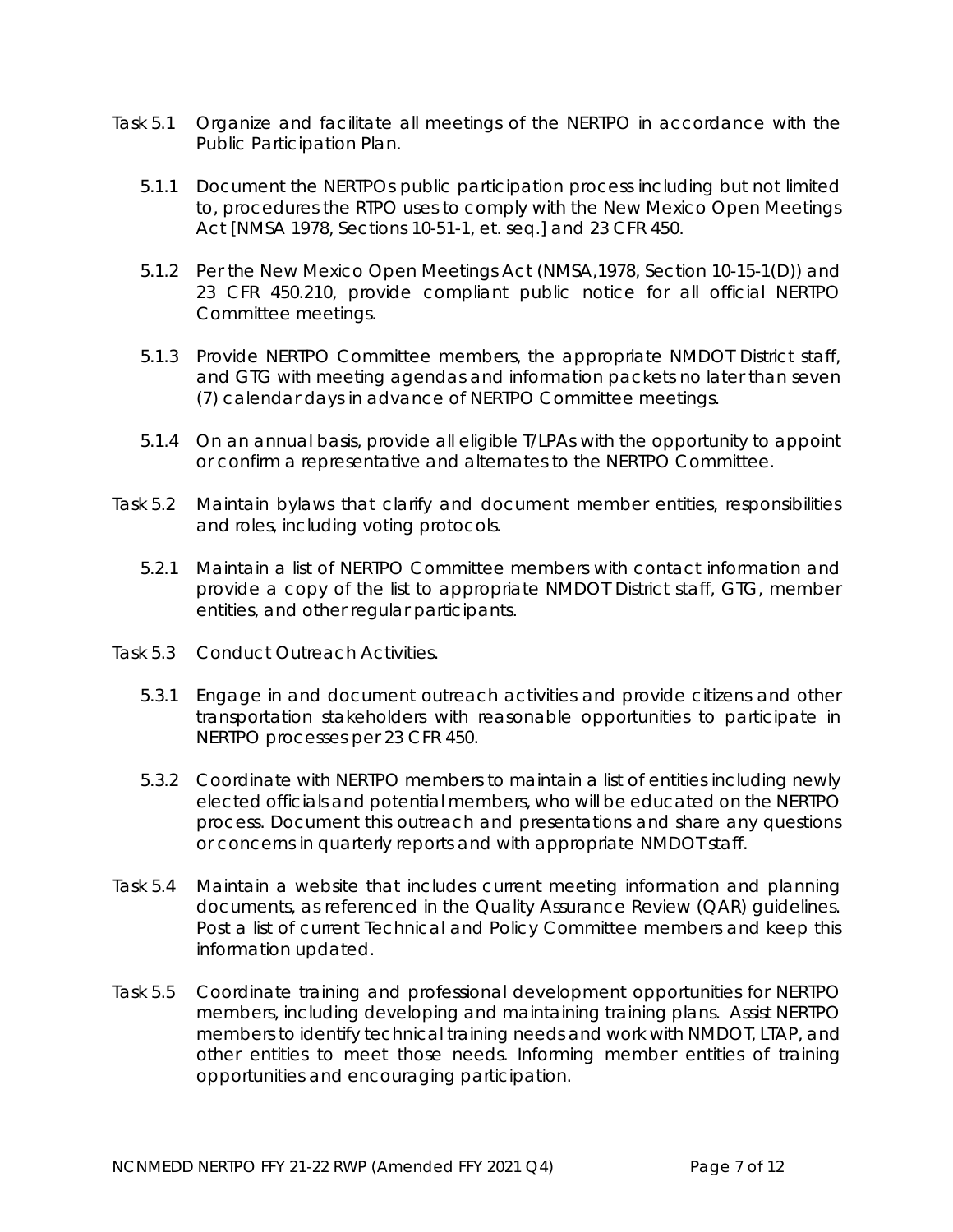Task 5.1 Organize and facilitate all meetings of the NERTPO in accordance with the Public Participation Plan.

5.1.1 Document the NERTPOs public participation process including but not limited to, procedures the RTPO uses to comply with the New Mexico Open Meetings Act [NMSA 1978, Sections 10-51-1, et. seq.] and 23 CFR 450.

5.1.2 Per the New Mexico Open Meetings Act (NMSA,1978, Section 10-15-1(D)) and 23 CFR 450.210, provide compliant public notice for all official NERTPO Committee meetings.

5.1.3 Provide NERTPO Committee members, the appropriate NMDOT District staff, and GTG with meeting agendas and information packets no later than seven (7) calendar days in advance of NERTPO Committee meetings.

5.1.4 On an annual basis, provide all eligible T/LPAs with the opportunity to appoint or confirm a representative and alternates to the NERTPO Committee.

Task 5.2 Maintain bylaws that clarify and document member entities, responsibilities and roles, including voting protocols.

5.2.1 Maintain a list of NERTPO Committee members with contact information and provide a copy of the list to appropriate NMDOT District staff, GTG, member entities, and other regular participants.

Task 5.3 Conduct Outreach Activities.

5.3.1 Engage in and document outreach activities and provide citizens and other transportation stakeholders with reasonable opportunities to participate in NERTPO processes per 23 CFR 450.

5.3.2 Coordinate with NERTPO members to maintain a list of entities including newly elected officials and potential members, who will be educated on the NERTPO process. Document this outreach and presentations and share any questions or concerns in quarterly reports and with appropriate NMDOT staff.

Task 5.4 Maintain a website that includes current meeting information and planning documents, as referenced in the Quality Assurance Review (QAR) guidelines. Post a list of current Technical and Policy Committee members and keep this information updated.

Task 5.5 Coordinate training and professional development opportunities for NERTPO members, including developing and maintaining training plans. Assist NERTPO members to identify technical training needs and work with NMDOT, LTAP, and other entities to meet those needs. Informing member entities of training opportunities and encouraging participation.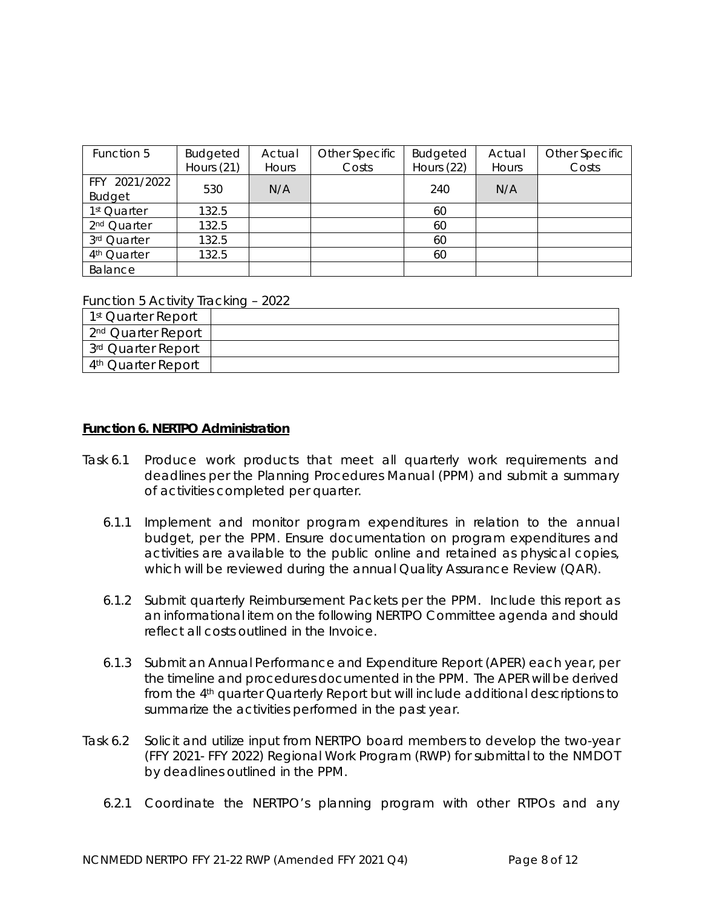| Function 5 | Budgeted Hours (21) | Actual Hours | Other Specific Costs | Budgeted Hours (22) | Actual Hours | Other Specific Costs |
|---|---|---|---|---|---|---|
| FFY 2021/2022 Budget | 530 | N/A | | 240 | N/A | |
| 1st Quarter | 132.5 | | | 60 | | |
| 2nd Quarter | 132.5 | | | 60 | | |
| 3rd Quarter | 132.5 | | | 60 | | |
| 4th Quarter | 132.5 | | | 60 | | |
| Balance | | | | | | |

Function 5 Activity Tracking – 2022

| | |
|---|---|
| 1st Quarter Report | |
| 2nd Quarter Report | |
| 3rd Quarter Report | |
| 4th Quarter Report | |

## Function 6. NERTPO Administration

Task 6.1 Produce work products that meet all quarterly work requirements and deadlines per the Planning Procedures Manual (PPM) and submit a summary of activities completed per quarter.

6.1.1 Implement and monitor program expenditures in relation to the annual budget, per the PPM. Ensure documentation on program expenditures and activities are available to the public online and retained as physical copies, which will be reviewed during the annual Quality Assurance Review (QAR).

6.1.2 Submit quarterly Reimbursement Packets per the PPM. Include this report as an informational item on the following NERTPO Committee agenda and should reflect all costs outlined in the Invoice.

6.1.3 Submit an Annual Performance and Expenditure Report (APER) each year, per the timeline and procedures documented in the PPM. The APER will be derived from the 4th quarter Quarterly Report but will include additional descriptions to summarize the activities performed in the past year.

Task 6.2 Solicit and utilize input from NERTPO board members to develop the two-year (FFY 2021- FFY 2022) Regional Work Program (RWP) for submittal to the NMDOT by deadlines outlined in the PPM.

6.2.1 Coordinate the NERTPO's planning program with other RTPOs and any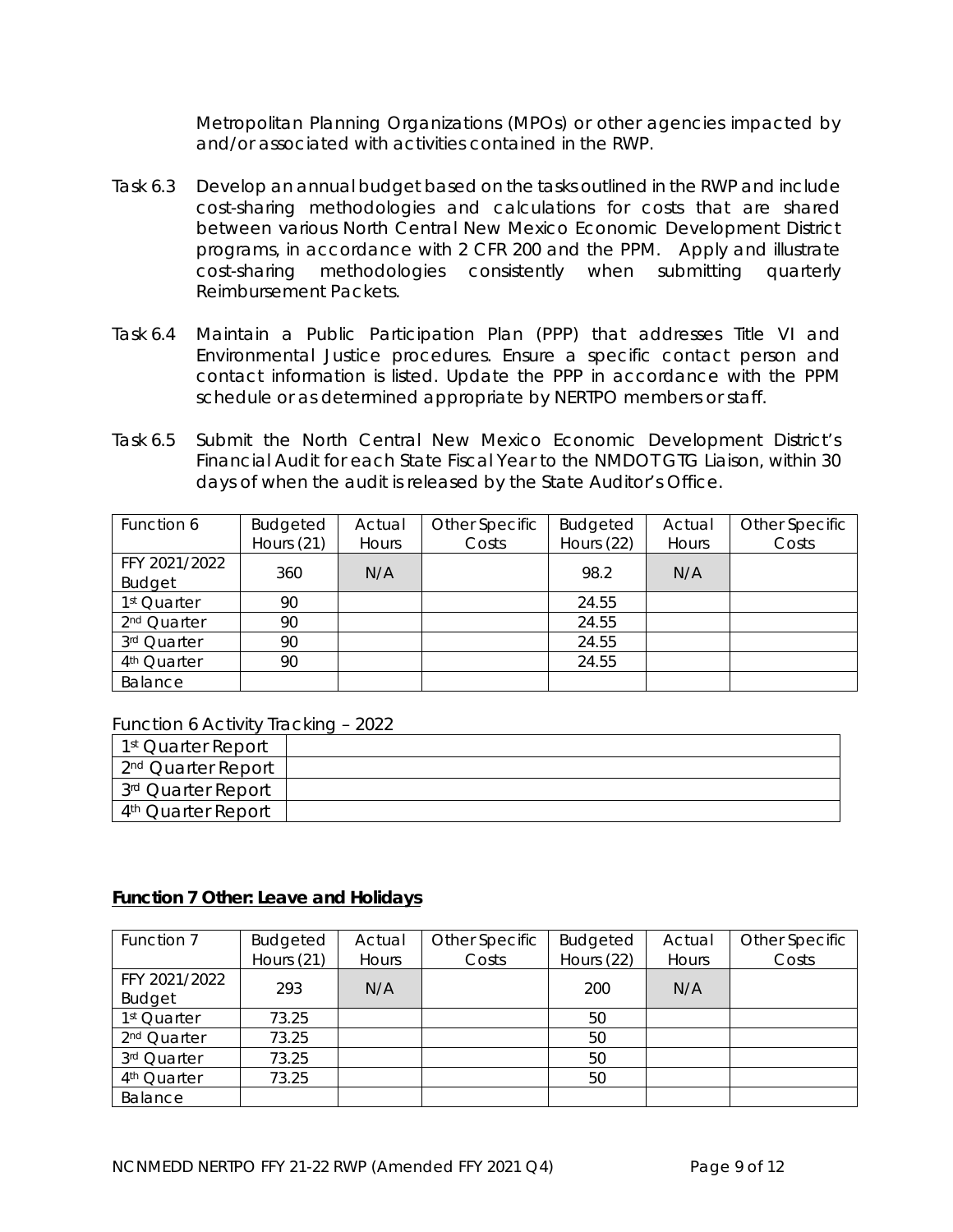Metropolitan Planning Organizations (MPOs) or other agencies impacted by and/or associated with activities contained in the RWP.

Task 6.3 Develop an annual budget based on the tasks outlined in the RWP and include cost-sharing methodologies and calculations for costs that are shared between various North Central New Mexico Economic Development District programs, in accordance with 2 CFR 200 and the PPM. Apply and illustrate cost-sharing methodologies consistently when submitting quarterly Reimbursement Packets.

Task 6.4 Maintain a Public Participation Plan (PPP) that addresses Title VI and Environmental Justice procedures. Ensure a specific contact person and contact information is listed. Update the PPP in accordance with the PPM schedule or as determined appropriate by NERTPO members or staff.

Task 6.5 Submit the North Central New Mexico Economic Development District's Financial Audit for each State Fiscal Year to the NMDOT GTG Liaison, within 30 days of when the audit is released by the State Auditor's Office.

| Function 6 | Budgeted Hours (21) | Actual Hours | Other Specific Costs | Budgeted Hours (22) | Actual Hours | Other Specific Costs |
|---|---|---|---|---|---|---|
| FFY 2021/2022 Budget | 360 | N/A | | 98.2 | N/A | |
| 1st Quarter | 90 | | | 24.55 | | |
| 2nd Quarter | 90 | | | 24.55 | | |
| 3rd Quarter | 90 | | | 24.55 | | |
| 4th Quarter | 90 | | | 24.55 | | |
| Balance | | | | | | |

Function 6 Activity Tracking – 2022

| 1st Quarter Report | |
|---|---|
| 2nd Quarter Report | |
| 3rd Quarter Report | |
| 4th Quarter Report | |

## Function 7 Other: Leave and Holidays

| Function 7 | Budgeted Hours (21) | Actual Hours | Other Specific Costs | Budgeted Hours (22) | Actual Hours | Other Specific Costs |
|---|---|---|---|---|---|---|
| FFY 2021/2022 Budget | 293 | N/A | | 200 | N/A | |
| 1st Quarter | 73.25 | | | 50 | | |
| 2nd Quarter | 73.25 | | | 50 | | |
| 3rd Quarter | 73.25 | | | 50 | | |
| 4th Quarter | 73.25 | | | 50 | | |
| Balance | | | | | | |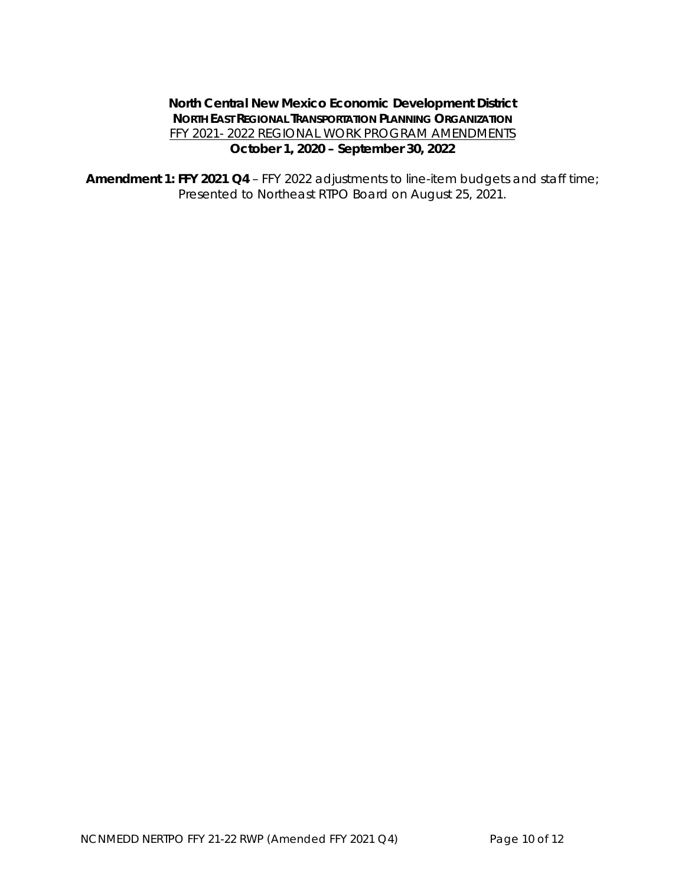**North Central New Mexico Economic Development District**
**NORTH EAST REGIONAL TRANSPORTATION PLANNING ORGANIZATION**
FFY 2021- 2022 REGIONAL WORK PROGRAM AMENDMENTS
**October 1, 2020 – September 30, 2022**

**Amendment 1: FFY 2021 Q4** – FFY 2022 adjustments to line-item budgets and staff time; Presented to Northeast RTPO Board on August 25, 2021.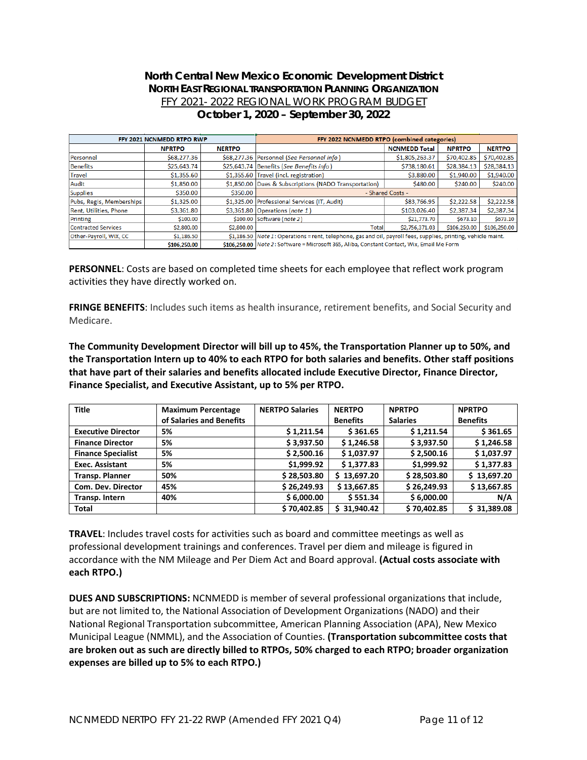## North Central New Mexico Economic Development District
### NORTH EAST REGIONAL TRANSPORTATION PLANNING ORGANIZATION
FFY 2021- 2022 REGIONAL WORK PROGRAM BUDGET

**October 1, 2020 – September 30, 2022**

| FFY 2021 NCNMEDD RTPO RWP | | | FFY 2022 NCNMEDD RTPO (combined categories) | | | |
|---|---|---|---|---|---|---|
| | NPRTPO | NERTPO | | NCNMEDD Total | NPRTPO | NERTPO |
| Personnel | $68,277.36 | $68,277.36 | Personnel (*See Personnel info*) | $1,805,263.37 | $70,402.85 | $70,402.85 |
| Benefits | $25,643.74 | $25,643.74 | Benefits (*See Benefits info*) | $738,180.61 | $28,384.13 | $28,384.13 |
| Travel | $1,355.60 | $1,355.60 | Travel (incl. registration) | $3,880.00 | $1,940.00 | $1,940.00 |
| Audit | $1,850.00 | $1,850.00 | Dues & Subscriptions (NADO Transportation) | $480.00 | $240.00 | $240.00 |
| Supplies | $350.00 | $350.00 | - Shared Costs - | | | |
| Pubs, Regis, Memberships | $1,325.00 | $1,325.00 | Professional Services (IT, Audit) | $83,766.95 | $2,222.58 | $2,222.58 |
| Rent, Utilities, Phone | $3,361.80 | $3,361.80 | Operations (*note 1*) | $103,026.40 | $2,387.34 | $2,387.34 |
| Printing | $100.00 | $100.00 | Software (*note 2*) | $21,773.70 | $673.10 | $673.10 |
| Contracted Services | $2,800.00 | $2,800.00 | Total | $2,756,371.03 | $106,250.00 | $106,250.00 |
| Other-Payroll, WIX, CC | $1,186.50 | $1,186.50 | *Note 1*: Operations = rent, telephone, gas and oil, payroll fees, supplies, printing, vehicle maint. | | | |
| | $106,250.00 | $106,250.00 | *Note 2*: Software = Microsoft 365, Aliba, Constant Contact, Wix, Email Me Form | | | |

**PERSONNEL**: Costs are based on completed time sheets for each employee that reflect work program activities they have directly worked on.

**FRINGE BENEFITS**: Includes such items as health insurance, retirement benefits, and Social Security and Medicare.

**The Community Development Director will bill up to 45%, the Transportation Planner up to 50%, and the Transportation Intern up to 40% to each RTPO for both salaries and benefits. Other staff positions that have part of their salaries and benefits allocated include Executive Director, Finance Director, Finance Specialist, and Executive Assistant, up to 5% per RTPO.**

| Title | Maximum Percentage of Salaries and Benefits | NERTPO Salaries | NERTPO Benefits | NPRTPO Salaries | NPRTPO Benefits |
|---|---|---|---|---|---|
| **Executive Director** | **5%** | **$ 1,211.54** | **$ 361.65** | **$ 1,211.54** | **$ 361.65** |
| **Finance Director** | **5%** | **$ 3,937.50** | **$ 1,246.58** | **$ 3,937.50** | **$ 1,246.58** |
| **Finance Specialist** | **5%** | **$ 2,500.16** | **$ 1,037.97** | **$ 2,500.16** | **$ 1,037.97** |
| **Exec. Assistant** | **5%** | **$1,999.92** | **$ 1,377.83** | **$1,999.92** | **$ 1,377.83** |
| **Transp. Planner** | **50%** | **$ 28,503.80** | **$ 13,697.20** | **$ 28,503.80** | **$ 13,697.20** |
| **Com. Dev. Director** | **45%** | **$ 26,249.93** | **$ 13,667.85** | **$ 26,249.93** | **$ 13,667.85** |
| **Transp. Intern** | **40%** | **$ 6,000.00** | **$ 551.34** | **$ 6,000.00** | **N/A** |
| **Total** | | **$ 70,402.85** | **$ 31,940.42** | **$ 70,402.85** | **$ 31,389.08** |

**TRAVEL**: Includes travel costs for activities such as board and committee meetings as well as professional development trainings and conferences. Travel per diem and mileage is figured in accordance with the NM Mileage and Per Diem Act and Board approval. **(Actual costs associate with each RTPO.)**

**DUES AND SUBSCRIPTIONS:** NCNMEDD is member of several professional organizations that include, but are not limited to, the National Association of Development Organizations (NADO) and their National Regional Transportation subcommittee, American Planning Association (APA), New Mexico Municipal League (NMML), and the Association of Counties. **(Transportation subcommittee costs that are broken out as such are directly billed to RTPOs, 50% charged to each RTPO; broader organization expenses are billed up to 5% to each RTPO.)**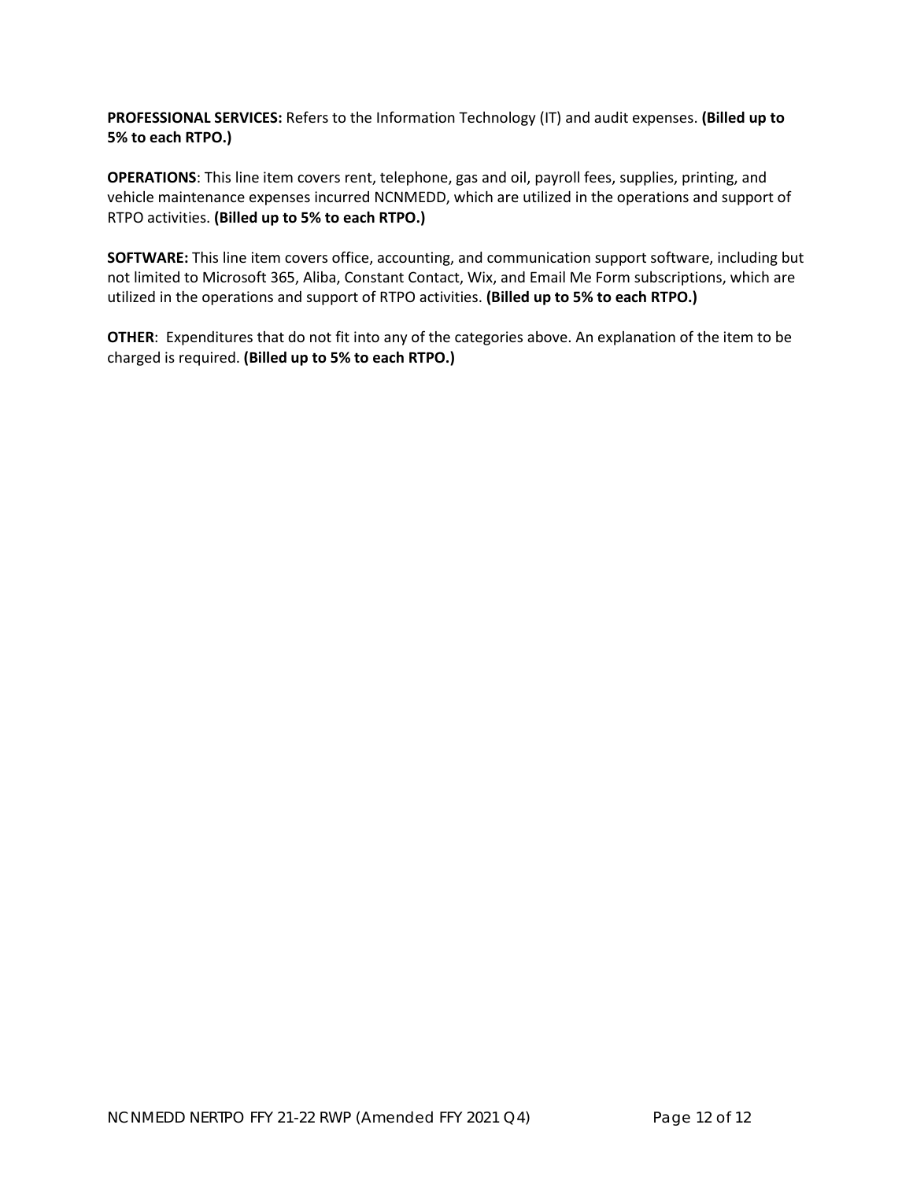**PROFESSIONAL SERVICES:** Refers to the Information Technology (IT) and audit expenses. **(Billed up to 5% to each RTPO.)**

**OPERATIONS**: This line item covers rent, telephone, gas and oil, payroll fees, supplies, printing, and vehicle maintenance expenses incurred NCNMEDD, which are utilized in the operations and support of RTPO activities. **(Billed up to 5% to each RTPO.)**

**SOFTWARE:** This line item covers office, accounting, and communication support software, including but not limited to Microsoft 365, Aliba, Constant Contact, Wix, and Email Me Form subscriptions, which are utilized in the operations and support of RTPO activities. **(Billed up to 5% to each RTPO.)**

**OTHER**: Expenditures that do not fit into any of the categories above. An explanation of the item to be charged is required. **(Billed up to 5% to each RTPO.)**